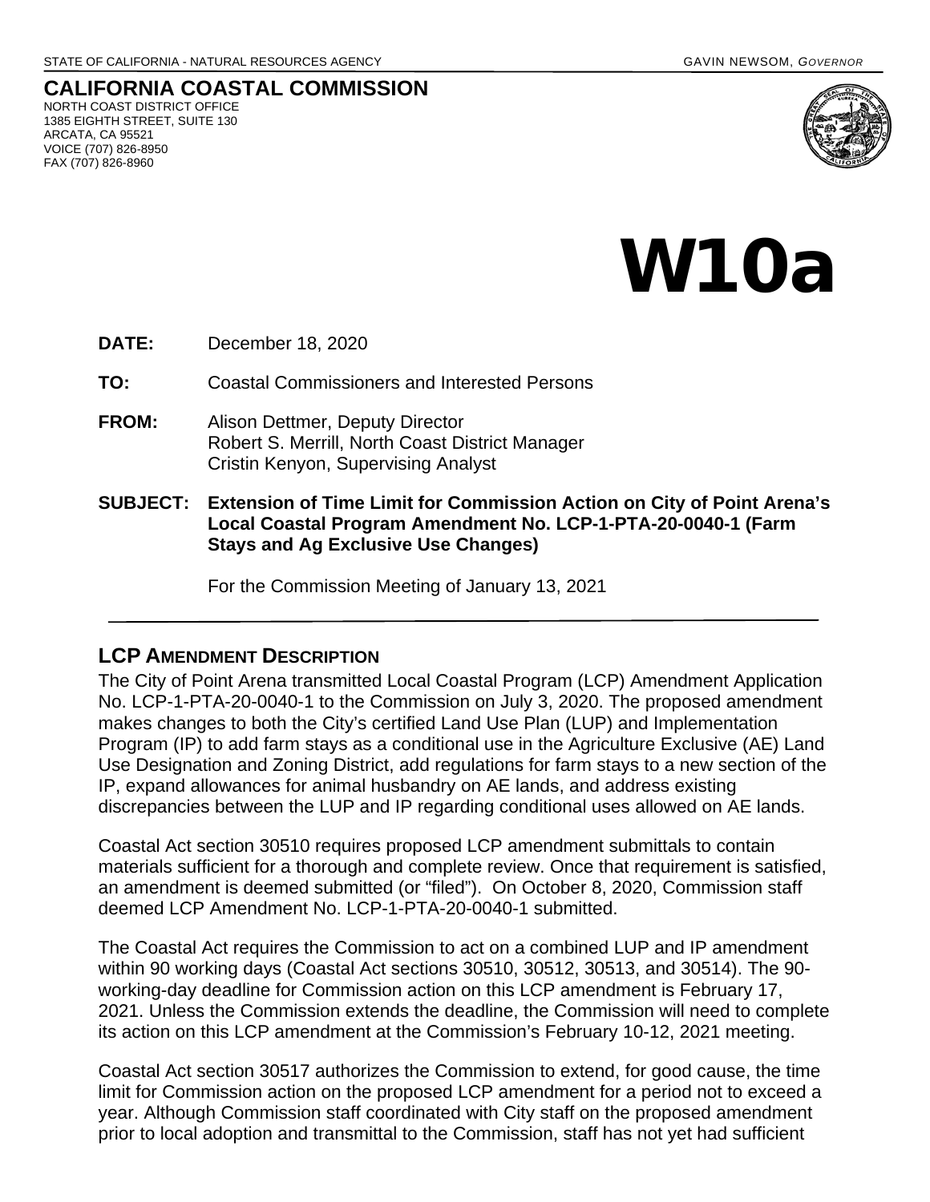STATE OF CALIFORNIA - NATURAL RESOURCES AGENCY GAVIN NEWSOM, *GOVERNOR*

**CALIFORNIA COASTAL COMMISSION**
NORTH COAST DISTRICT OFFICE
1385 EIGHTH STREET, SUITE 130
ARCATA, CA 95521
VOICE (707) 826-8950
FAX (707) 826-8960

# W10a

**DATE:** December 18, 2020

**TO:** Coastal Commissioners and Interested Persons

**FROM:** Alison Dettmer, Deputy Director
Robert S. Merrill, North Coast District Manager
Cristin Kenyon, Supervising Analyst

**SUBJECT: Extension of Time Limit for Commission Action on City of Point Arena's Local Coastal Program Amendment No. LCP-1-PTA-20-0040-1 (Farm Stays and Ag Exclusive Use Changes)**

For the Commission Meeting of January 13, 2021

---

## LCP AMENDMENT DESCRIPTION

The City of Point Arena transmitted Local Coastal Program (LCP) Amendment Application No. LCP-1-PTA-20-0040-1 to the Commission on July 3, 2020. The proposed amendment makes changes to both the City's certified Land Use Plan (LUP) and Implementation Program (IP) to add farm stays as a conditional use in the Agriculture Exclusive (AE) Land Use Designation and Zoning District, add regulations for farm stays to a new section of the IP, expand allowances for animal husbandry on AE lands, and address existing discrepancies between the LUP and IP regarding conditional uses allowed on AE lands.

Coastal Act section 30510 requires proposed LCP amendment submittals to contain materials sufficient for a thorough and complete review. Once that requirement is satisfied, an amendment is deemed submitted (or "filed"). On October 8, 2020, Commission staff deemed LCP Amendment No. LCP-1-PTA-20-0040-1 submitted.

The Coastal Act requires the Commission to act on a combined LUP and IP amendment within 90 working days (Coastal Act sections 30510, 30512, 30513, and 30514). The 90-working-day deadline for Commission action on this LCP amendment is February 17, 2021. Unless the Commission extends the deadline, the Commission will need to complete its action on this LCP amendment at the Commission's February 10-12, 2021 meeting.

Coastal Act section 30517 authorizes the Commission to extend, for good cause, the time limit for Commission action on the proposed LCP amendment for a period not to exceed a year. Although Commission staff coordinated with City staff on the proposed amendment prior to local adoption and transmittal to the Commission, staff has not yet had sufficient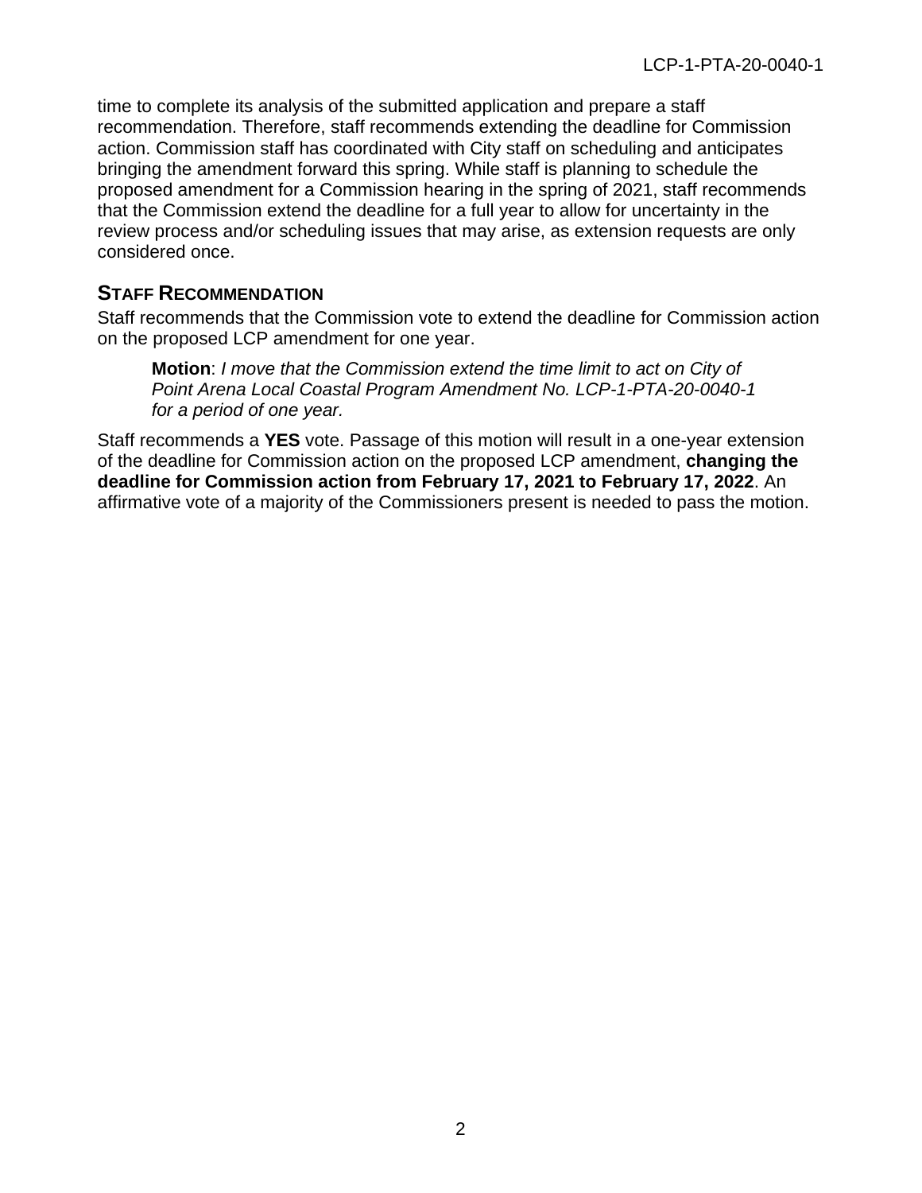time to complete its analysis of the submitted application and prepare a staff recommendation. Therefore, staff recommends extending the deadline for Commission action. Commission staff has coordinated with City staff on scheduling and anticipates bringing the amendment forward this spring. While staff is planning to schedule the proposed amendment for a Commission hearing in the spring of 2021, staff recommends that the Commission extend the deadline for a full year to allow for uncertainty in the review process and/or scheduling issues that may arise, as extension requests are only considered once.

## STAFF RECOMMENDATION

Staff recommends that the Commission vote to extend the deadline for Commission action on the proposed LCP amendment for one year.

> **Motion**: *I move that the Commission extend the time limit to act on City of Point Arena Local Coastal Program Amendment No. LCP-1-PTA-20-0040-1 for a period of one year.*

Staff recommends a **YES** vote. Passage of this motion will result in a one-year extension of the deadline for Commission action on the proposed LCP amendment, **changing the deadline for Commission action from February 17, 2021 to February 17, 2022**. An affirmative vote of a majority of the Commissioners present is needed to pass the motion.